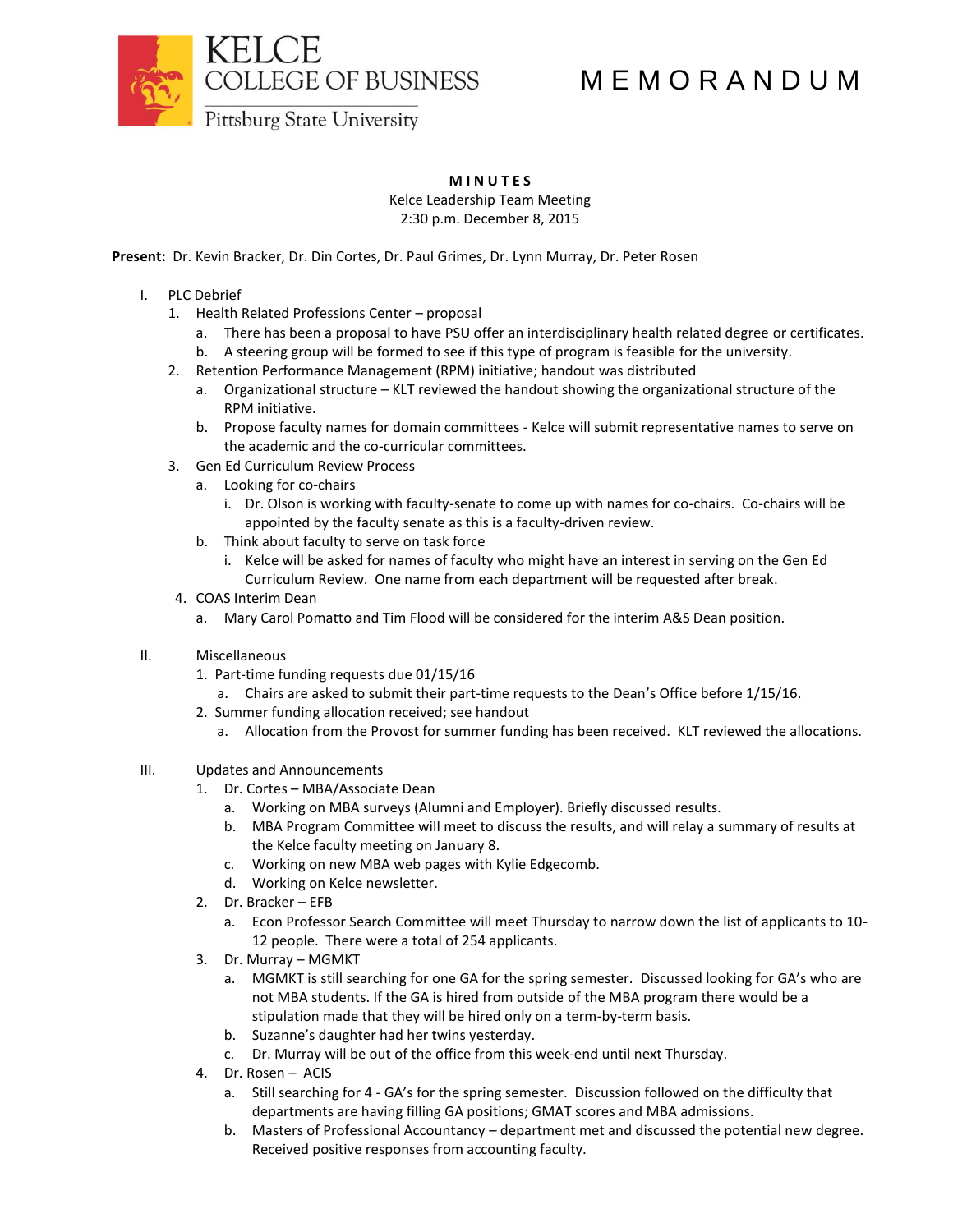KELCE COLLEGE OF BUSINESS
Pittsburg State University

# M E M O R A N D U M

**M I N U T E S**
Kelce Leadership Team Meeting
2:30 p.m. December 8, 2015

**Present:** Dr. Kevin Bracker, Dr. Din Cortes, Dr. Paul Grimes, Dr. Lynn Murray, Dr. Peter Rosen

I. PLC Debrief
   1. Health Related Professions Center – proposal
      a. There has been a proposal to have PSU offer an interdisciplinary health related degree or certificates.
      b. A steering group will be formed to see if this type of program is feasible for the university.
   2. Retention Performance Management (RPM) initiative; handout was distributed
      a. Organizational structure – KLT reviewed the handout showing the organizational structure of the RPM initiative.
      b. Propose faculty names for domain committees - Kelce will submit representative names to serve on the academic and the co-curricular committees.
   3. Gen Ed Curriculum Review Process
      a. Looking for co-chairs
         i. Dr. Olson is working with faculty-senate to come up with names for co-chairs. Co-chairs will be appointed by the faculty senate as this is a faculty-driven review.
      b. Think about faculty to serve on task force
         i. Kelce will be asked for names of faculty who might have an interest in serving on the Gen Ed Curriculum Review. One name from each department will be requested after break.
   4. COAS Interim Dean
      a. Mary Carol Pomatto and Tim Flood will be considered for the interim A&S Dean position.

II. Miscellaneous
   1. Part-time funding requests due 01/15/16
      a. Chairs are asked to submit their part-time requests to the Dean's Office before 1/15/16.
   2. Summer funding allocation received; see handout
      a. Allocation from the Provost for summer funding has been received. KLT reviewed the allocations.

III. Updates and Announcements
   1. Dr. Cortes – MBA/Associate Dean
      a. Working on MBA surveys (Alumni and Employer). Briefly discussed results.
      b. MBA Program Committee will meet to discuss the results, and will relay a summary of results at the Kelce faculty meeting on January 8.
      c. Working on new MBA web pages with Kylie Edgecomb.
      d. Working on Kelce newsletter.
   2. Dr. Bracker – EFB
      a. Econ Professor Search Committee will meet Thursday to narrow down the list of applicants to 10-12 people. There were a total of 254 applicants.
   3. Dr. Murray – MGMKT
      a. MGMKT is still searching for one GA for the spring semester. Discussed looking for GA's who are not MBA students. If the GA is hired from outside of the MBA program there would be a stipulation made that they will be hired only on a term-by-term basis.
      b. Suzanne's daughter had her twins yesterday.
      c. Dr. Murray will be out of the office from this week-end until next Thursday.
   4. Dr. Rosen – ACIS
      a. Still searching for 4 - GA's for the spring semester. Discussion followed on the difficulty that departments are having filling GA positions; GMAT scores and MBA admissions.
      b. Masters of Professional Accountancy – department met and discussed the potential new degree. Received positive responses from accounting faculty.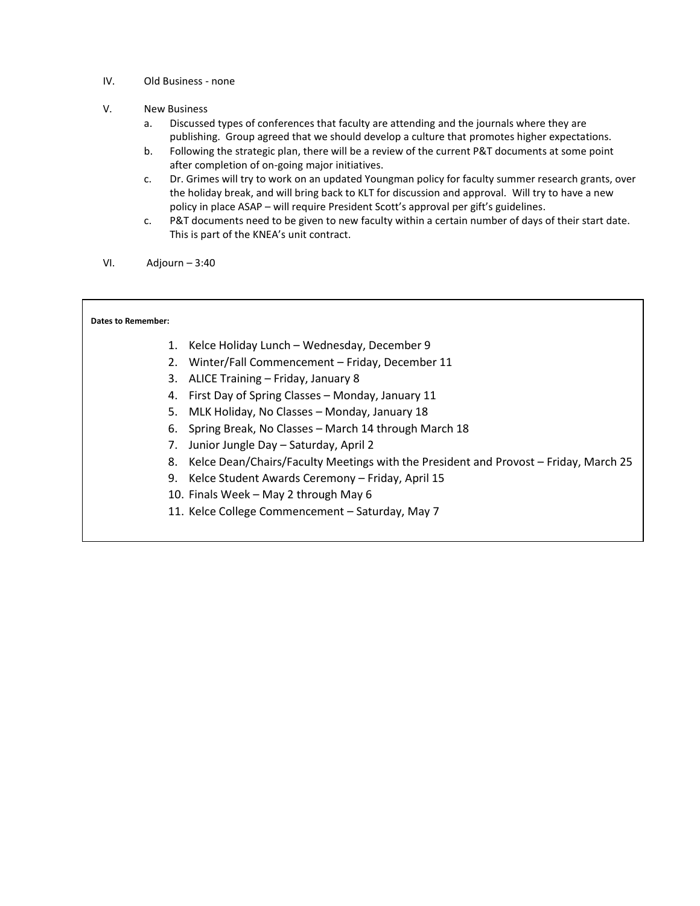IV. Old Business - none

V. New Business

a. Discussed types of conferences that faculty are attending and the journals where they are publishing. Group agreed that we should develop a culture that promotes higher expectations.

b. Following the strategic plan, there will be a review of the current P&T documents at some point after completion of on-going major initiatives.

c. Dr. Grimes will try to work on an updated Youngman policy for faculty summer research grants, over the holiday break, and will bring back to KLT for discussion and approval. Will try to have a new policy in place ASAP – will require President Scott's approval per gift's guidelines.

c. P&T documents need to be given to new faculty within a certain number of days of their start date. This is part of the KNEA's unit contract.

VI. Adjourn – 3:40

**Dates to Remember:**

1. Kelce Holiday Lunch – Wednesday, December 9
2. Winter/Fall Commencement – Friday, December 11
3. ALICE Training – Friday, January 8
4. First Day of Spring Classes – Monday, January 11
5. MLK Holiday, No Classes – Monday, January 18
6. Spring Break, No Classes – March 14 through March 18
7. Junior Jungle Day – Saturday, April 2
8. Kelce Dean/Chairs/Faculty Meetings with the President and Provost – Friday, March 25
9. Kelce Student Awards Ceremony – Friday, April 15
10. Finals Week – May 2 through May 6
11. Kelce College Commencement – Saturday, May 7